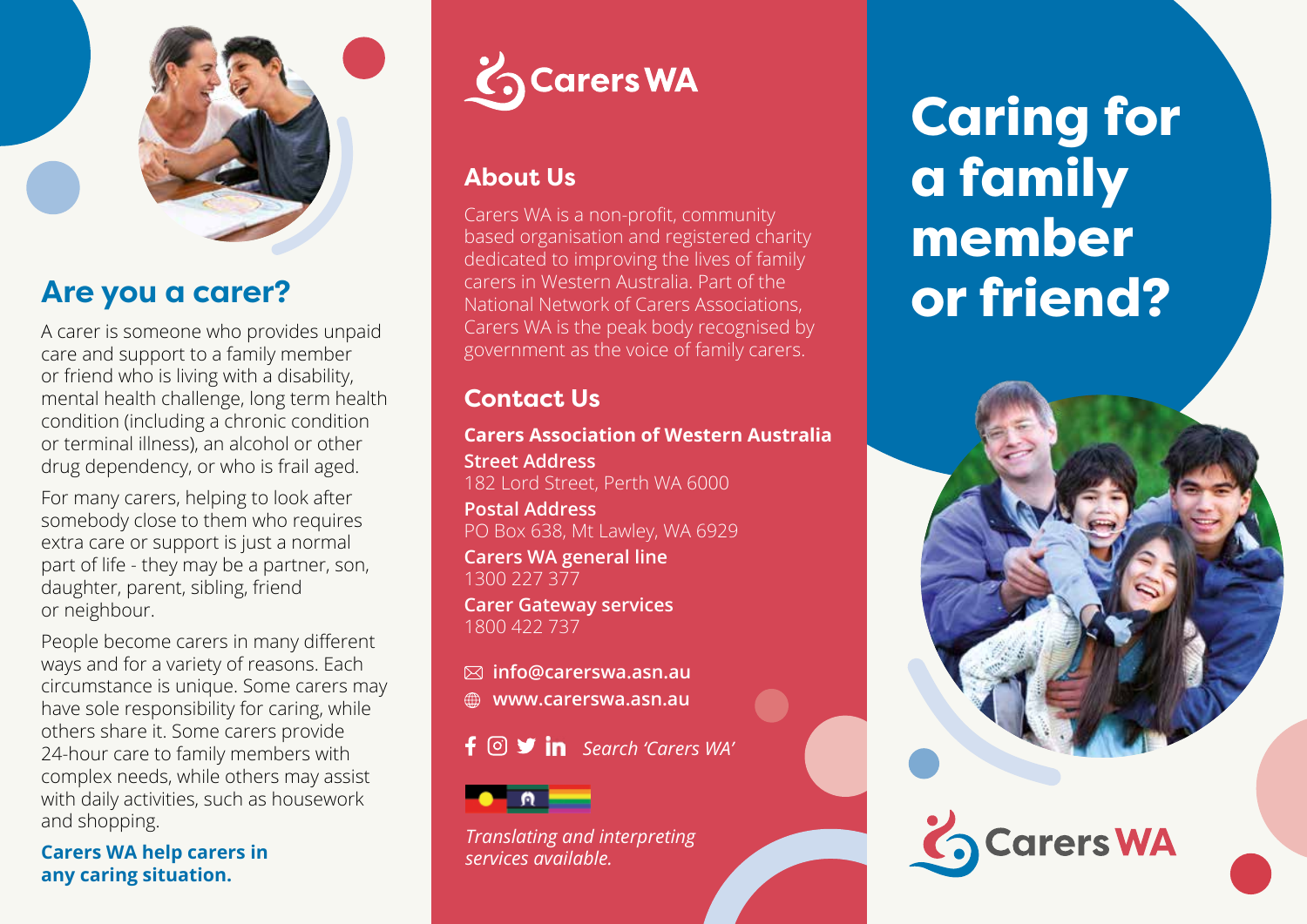## Are you a carer?

A carer is someone who provides unpaid care and support to a family member or friend who is living with a disability, mental health challenge, long term health condition (including a chronic condition or terminal illness), an alcohol or other drug dependency, or who is frail aged.

For many carers, helping to look after somebody close to them who requires extra care or support is just a normal part of life - they may be a partner, son, daughter, parent, sibling, friend or neighbour.

People become carers in many different ways and for a variety of reasons. Each circumstance is unique. Some carers may have sole responsibility for caring, while others share it. Some carers provide 24-hour care to family members with complex needs, while others may assist with daily activities, such as housework and shopping.

**Carers WA help carers in any caring situation.**

Carers WA

## About Us

Carers WA is a non-profit, community based organisation and registered charity dedicated to improving the lives of family carers in Western Australia. Part of the National Network of Carers Associations, Carers WA is the peak body recognised by government as the voice of family carers.

## Contact Us

**Carers Association of Western Australia**

**Street Address**
182 Lord Street, Perth WA 6000

**Postal Address**
PO Box 638, Mt Lawley, WA 6929

**Carers WA general line**
1300 227 377

**Carer Gateway services**
1800 422 737

**info@carerswa.asn.au**

**www.carerswa.asn.au**

*Search 'Carers WA'*

*Translating and interpreting services available.*

# Caring for a family member or friend?

Carers WA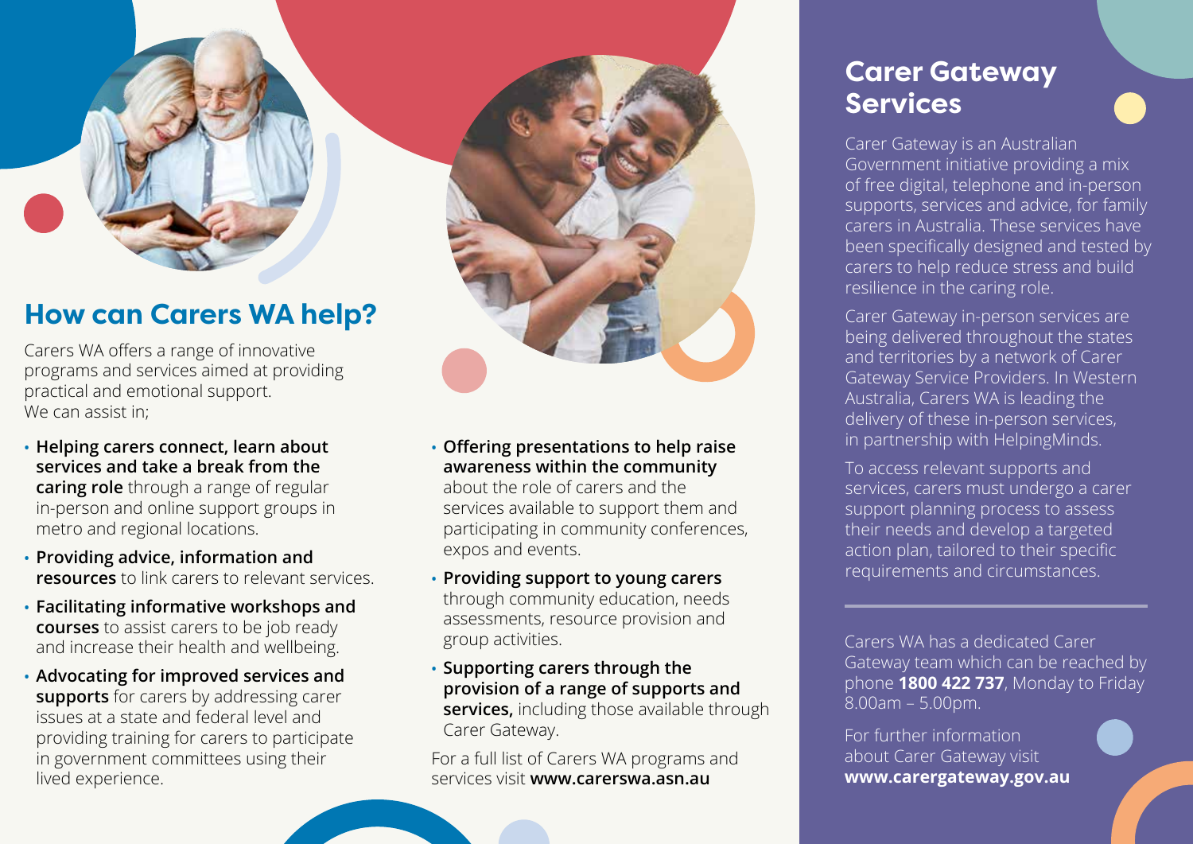## How can Carers WA help?

Carers WA offers a range of innovative programs and services aimed at providing practical and emotional support. We can assist in;

- **Helping carers connect, learn about services and take a break from the caring role** through a range of regular in-person and online support groups in metro and regional locations.
- **Providing advice, information and resources** to link carers to relevant services.
- **Facilitating informative workshops and courses** to assist carers to be job ready and increase their health and wellbeing.
- **Advocating for improved services and supports** for carers by addressing carer issues at a state and federal level and providing training for carers to participate in government committees using their lived experience.
- **Offering presentations to help raise awareness within the community** about the role of carers and the services available to support them and participating in community conferences, expos and events.
- **Providing support to young carers** through community education, needs assessments, resource provision and group activities.
- **Supporting carers through the provision of a range of supports and services,** including those available through Carer Gateway.

For a full list of Carers WA programs and services visit **www.carerswa.asn.au**

## Carer Gateway Services

Carer Gateway is an Australian Government initiative providing a mix of free digital, telephone and in-person supports, services and advice, for family carers in Australia. These services have been specifically designed and tested by carers to help reduce stress and build resilience in the caring role.

Carer Gateway in-person services are being delivered throughout the states and territories by a network of Carer Gateway Service Providers. In Western Australia, Carers WA is leading the delivery of these in-person services, in partnership with HelpingMinds.

To access relevant supports and services, carers must undergo a carer support planning process to assess their needs and develop a targeted action plan, tailored to their specific requirements and circumstances.

---

Carers WA has a dedicated Carer Gateway team which can be reached by phone **1800 422 737**, Monday to Friday 8.00am – 5.00pm.

For further information about Carer Gateway visit **www.carergateway.gov.au**